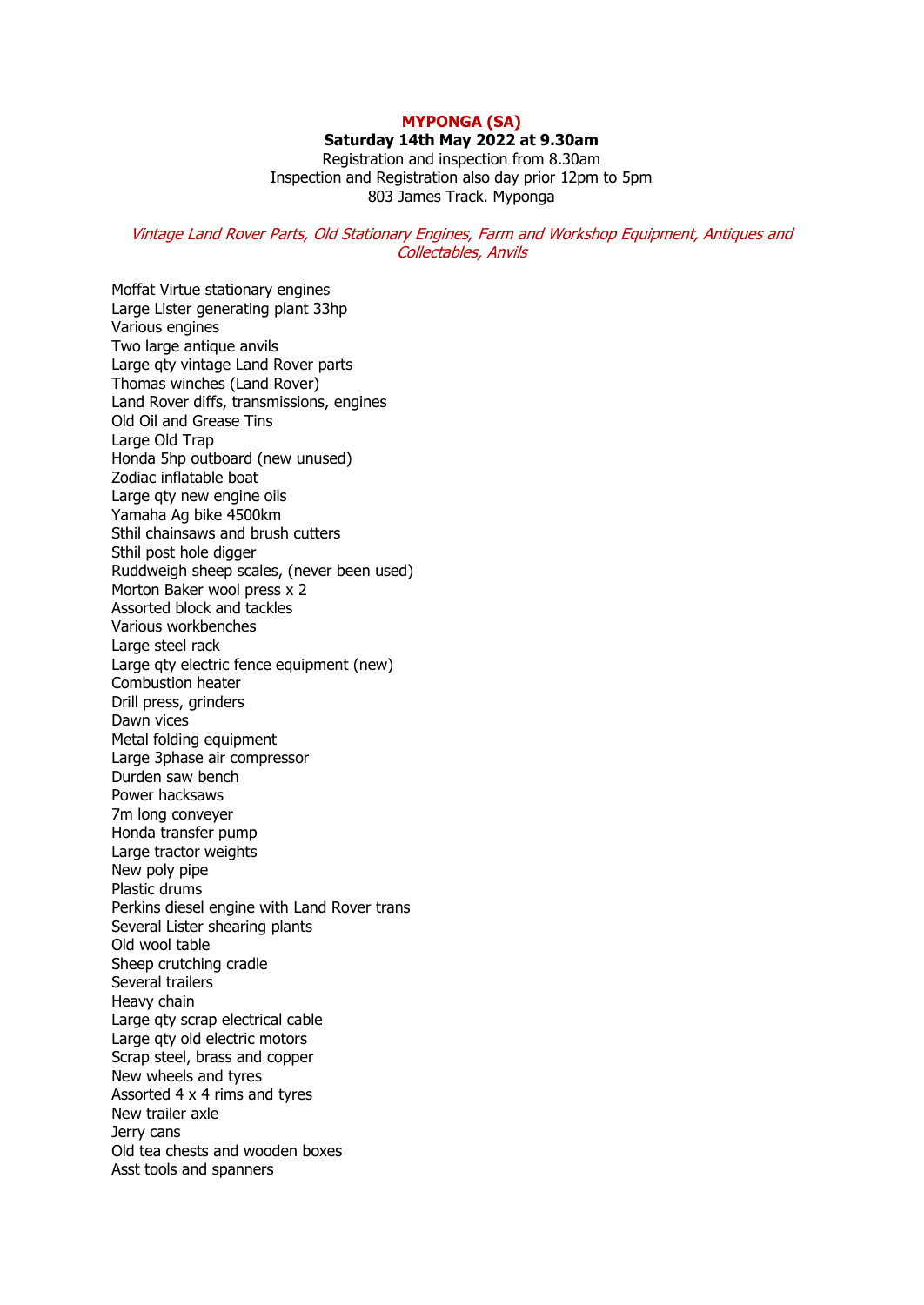# MYPONGA (SA)

**Saturday 14th May 2022 at 9.30am**

Registration and inspection from 8.30am
Inspection and Registration also day prior 12pm to 5pm
803 James Track. Myponga

*Vintage Land Rover Parts, Old Stationary Engines, Farm and Workshop Equipment, Antiques and Collectables, Anvils*

Moffat Virtue stationary engines
Large Lister generating plant 33hp
Various engines
Two large antique anvils
Large qty vintage Land Rover parts
Thomas winches (Land Rover)
Land Rover diffs, transmissions, engines
Old Oil and Grease Tins
Large Old Trap
Honda 5hp outboard (new unused)
Zodiac inflatable boat
Large qty new engine oils
Yamaha Ag bike 4500km
Sthil chainsaws and brush cutters
Sthil post hole digger
Ruddweigh sheep scales, (never been used)
Morton Baker wool press x 2
Assorted block and tackles
Various workbenches
Large steel rack
Large qty electric fence equipment (new)
Combustion heater
Drill press, grinders
Dawn vices
Metal folding equipment
Large 3phase air compressor
Durden saw bench
Power hacksaws
7m long conveyer
Honda transfer pump
Large tractor weights
New poly pipe
Plastic drums
Perkins diesel engine with Land Rover trans
Several Lister shearing plants
Old wool table
Sheep crutching cradle
Several trailers
Heavy chain
Large qty scrap electrical cable
Large qty old electric motors
Scrap steel, brass and copper
New wheels and tyres
Assorted 4 x 4 rims and tyres
New trailer axle
Jerry cans
Old tea chests and wooden boxes
Asst tools and spanners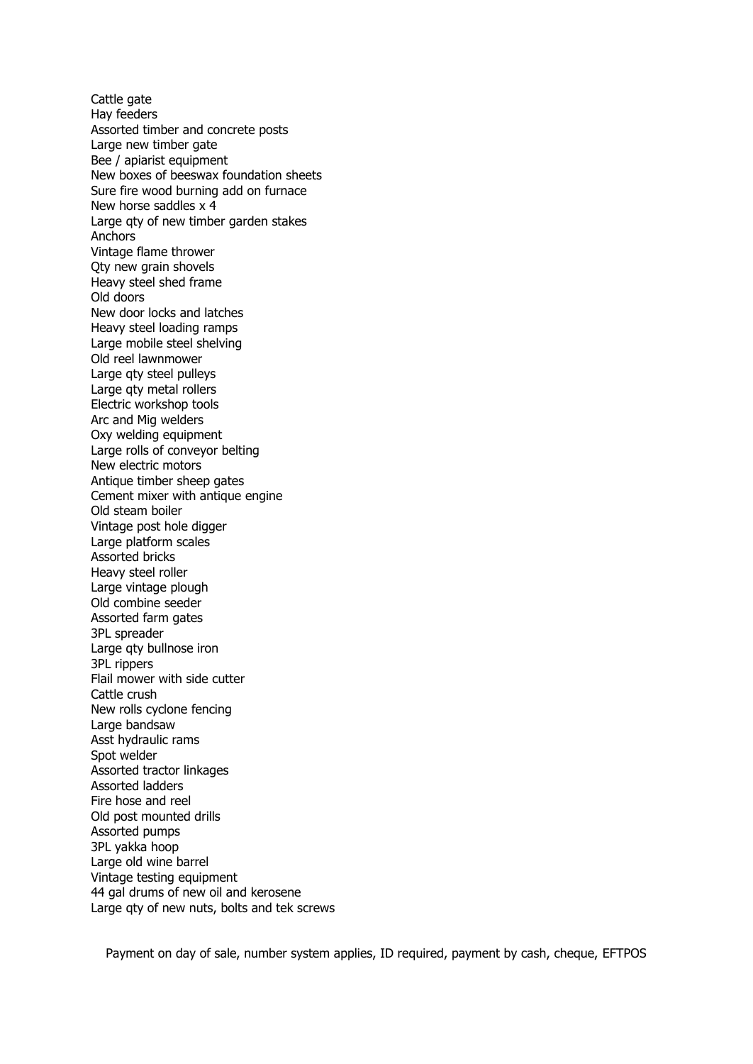Cattle gate
Hay feeders
Assorted timber and concrete posts
Large new timber gate
Bee / apiarist equipment
New boxes of beeswax foundation sheets
Sure fire wood burning add on furnace
New horse saddles x 4
Large qty of new timber garden stakes
Anchors
Vintage flame thrower
Qty new grain shovels
Heavy steel shed frame
Old doors
New door locks and latches
Heavy steel loading ramps
Large mobile steel shelving
Old reel lawnmower
Large qty steel pulleys
Large qty metal rollers
Electric workshop tools
Arc and Mig welders
Oxy welding equipment
Large rolls of conveyor belting
New electric motors
Antique timber sheep gates
Cement mixer with antique engine
Old steam boiler
Vintage post hole digger
Large platform scales
Assorted bricks
Heavy steel roller
Large vintage plough
Old combine seeder
Assorted farm gates
3PL spreader
Large qty bullnose iron
3PL rippers
Flail mower with side cutter
Cattle crush
New rolls cyclone fencing
Large bandsaw
Asst hydraulic rams
Spot welder
Assorted tractor linkages
Assorted ladders
Fire hose and reel
Old post mounted drills
Assorted pumps
3PL yakka hoop
Large old wine barrel
Vintage testing equipment
44 gal drums of new oil and kerosene
Large qty of new nuts, bolts and tek screws

Payment on day of sale, number system applies, ID required, payment by cash, cheque, EFTPOS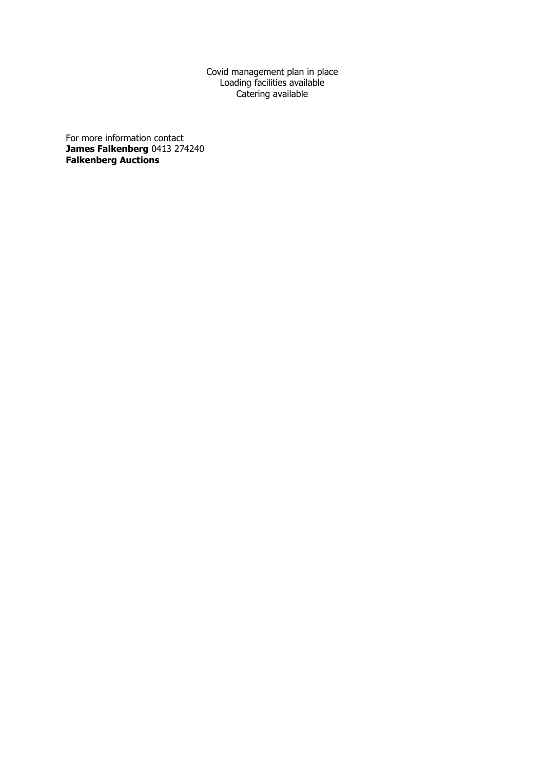Covid management plan in place
Loading facilities available
Catering available

For more information contact
**James Falkenberg** 0413 274240
**Falkenberg Auctions**